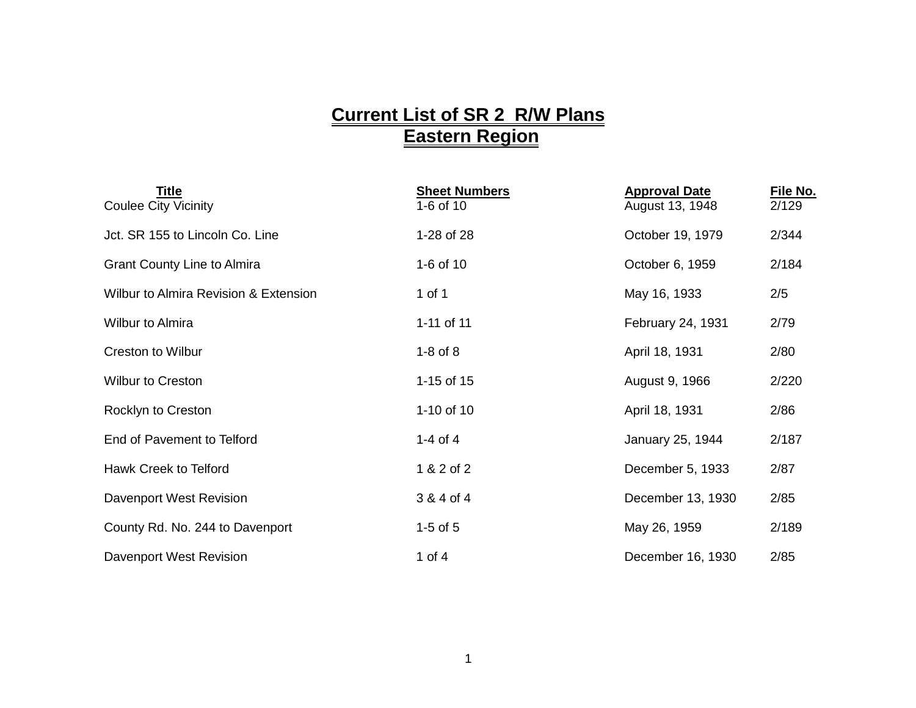# Current List of SR 2 R/W Plans
# Eastern Region

| Title | Sheet Numbers | Approval Date | File No. |
|---|---|---|---|
| Coulee City Vicinity | 1-6 of 10 | August 13, 1948 | 2/129 |
| Jct. SR 155 to Lincoln Co. Line | 1-28 of 28 | October 19, 1979 | 2/344 |
| Grant County Line to Almira | 1-6 of 10 | October 6, 1959 | 2/184 |
| Wilbur to Almira Revision & Extension | 1 of 1 | May 16, 1933 | 2/5 |
| Wilbur to Almira | 1-11 of 11 | February 24, 1931 | 2/79 |
| Creston to Wilbur | 1-8 of 8 | April 18, 1931 | 2/80 |
| Wilbur to Creston | 1-15 of 15 | August 9, 1966 | 2/220 |
| Rocklyn to Creston | 1-10 of 10 | April 18, 1931 | 2/86 |
| End of Pavement to Telford | 1-4 of 4 | January 25, 1944 | 2/187 |
| Hawk Creek to Telford | 1 & 2 of 2 | December 5, 1933 | 2/87 |
| Davenport West Revision | 3 & 4 of 4 | December 13, 1930 | 2/85 |
| County Rd. No. 244 to Davenport | 1-5 of 5 | May 26, 1959 | 2/189 |
| Davenport West Revision | 1 of 4 | December 16, 1930 | 2/85 |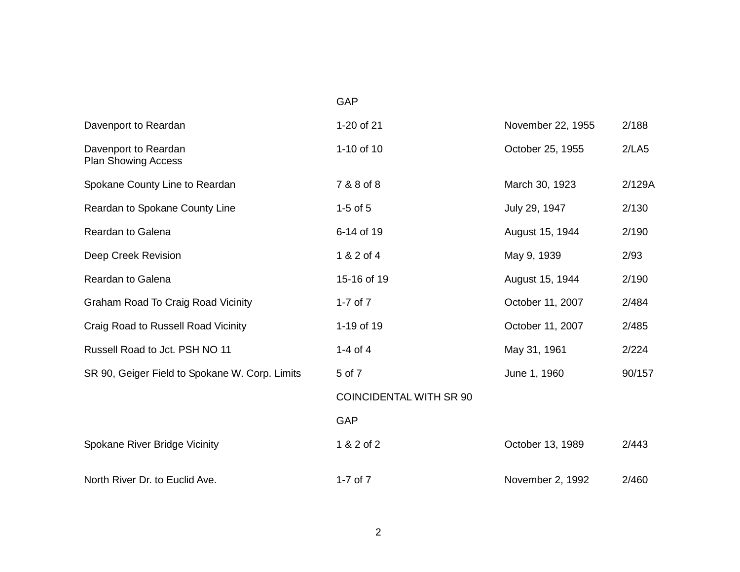| | | | |
|---|---|---|---|
| | GAP | | |
| Davenport to Reardan | 1-20 of 21 | November 22, 1955 | 2/188 |
| Davenport to Reardan<br>Plan Showing Access | 1-10 of 10 | October 25, 1955 | 2/LA5 |
| Spokane County Line to Reardan | 7 & 8 of 8 | March 30, 1923 | 2/129A |
| Reardan to Spokane County Line | 1-5 of 5 | July 29, 1947 | 2/130 |
| Reardan to Galena | 6-14 of 19 | August 15, 1944 | 2/190 |
| Deep Creek Revision | 1 & 2 of 4 | May 9, 1939 | 2/93 |
| Reardan to Galena | 15-16 of 19 | August 15, 1944 | 2/190 |
| Graham Road To Craig Road Vicinity | 1-7 of 7 | October 11, 2007 | 2/484 |
| Craig Road to Russell Road Vicinity | 1-19 of 19 | October 11, 2007 | 2/485 |
| Russell Road to Jct. PSH NO 11 | 1-4 of 4 | May 31, 1961 | 2/224 |
| SR 90, Geiger Field to Spokane W. Corp. Limits | 5 of 7 | June 1, 1960 | 90/157 |
| | COINCIDENTAL WITH SR 90 | | |
| | GAP | | |
| Spokane River Bridge Vicinity | 1 & 2 of 2 | October 13, 1989 | 2/443 |
| North River Dr. to Euclid Ave. | 1-7 of 7 | November 2, 1992 | 2/460 |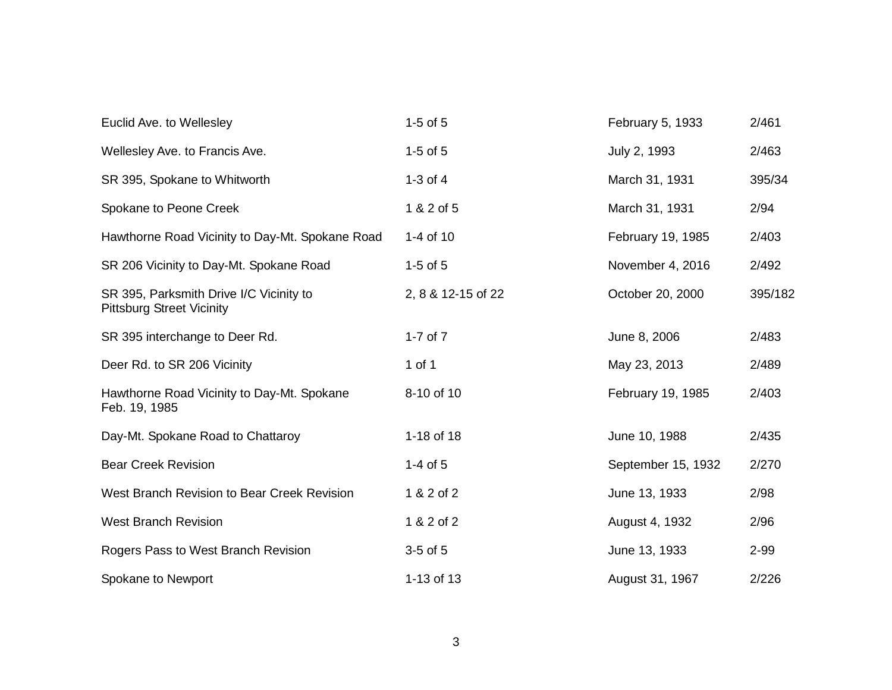| | | | |
|---|---|---|---|
| Euclid Ave. to Wellesley | 1-5 of 5 | February 5, 1933 | 2/461 |
| Wellesley Ave. to Francis Ave. | 1-5 of 5 | July 2, 1993 | 2/463 |
| SR 395, Spokane to Whitworth | 1-3 of 4 | March 31, 1931 | 395/34 |
| Spokane to Peone Creek | 1 & 2 of 5 | March 31, 1931 | 2/94 |
| Hawthorne Road Vicinity to Day-Mt. Spokane Road | 1-4 of 10 | February 19, 1985 | 2/403 |
| SR 206 Vicinity to Day-Mt. Spokane Road | 1-5 of 5 | November 4, 2016 | 2/492 |
| SR 395, Parksmith Drive I/C Vicinity to Pittsburg Street Vicinity | 2, 8 & 12-15 of 22 | October 20, 2000 | 395/182 |
| SR 395 interchange to Deer Rd. | 1-7 of 7 | June 8, 2006 | 2/483 |
| Deer Rd. to SR 206 Vicinity | 1 of 1 | May 23, 2013 | 2/489 |
| Hawthorne Road Vicinity to Day-Mt. Spokane Feb. 19, 1985 | 8-10 of 10 | February 19, 1985 | 2/403 |
| Day-Mt. Spokane Road to Chattaroy | 1-18 of 18 | June 10, 1988 | 2/435 |
| Bear Creek Revision | 1-4 of 5 | September 15, 1932 | 2/270 |
| West Branch Revision to Bear Creek Revision | 1 & 2 of 2 | June 13, 1933 | 2/98 |
| West Branch Revision | 1 & 2 of 2 | August 4, 1932 | 2/96 |
| Rogers Pass to West Branch Revision | 3-5 of 5 | June 13, 1933 | 2-99 |
| Spokane to Newport | 1-13 of 13 | August 31, 1967 | 2/226 |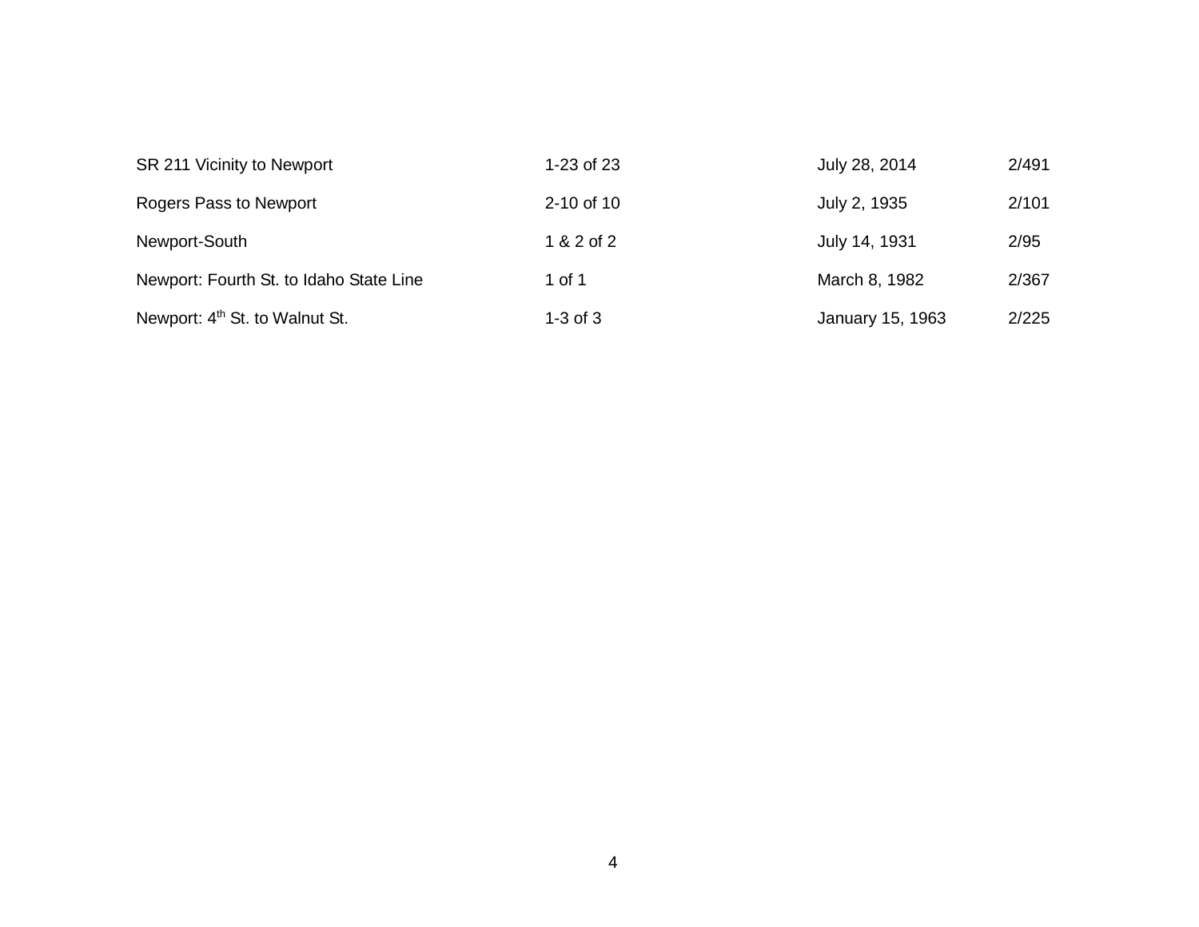| | | | |
|---|---|---|---|
| SR 211 Vicinity to Newport | 1-23 of 23 | July 28, 2014 | 2/491 |
| Rogers Pass to Newport | 2-10 of 10 | July 2, 1935 | 2/101 |
| Newport-South | 1 & 2 of 2 | July 14, 1931 | 2/95 |
| Newport: Fourth St. to Idaho State Line | 1 of 1 | March 8, 1982 | 2/367 |
| Newport: $4^{th}$ St. to Walnut St. | 1-3 of 3 | January 15, 1963 | 2/225 |